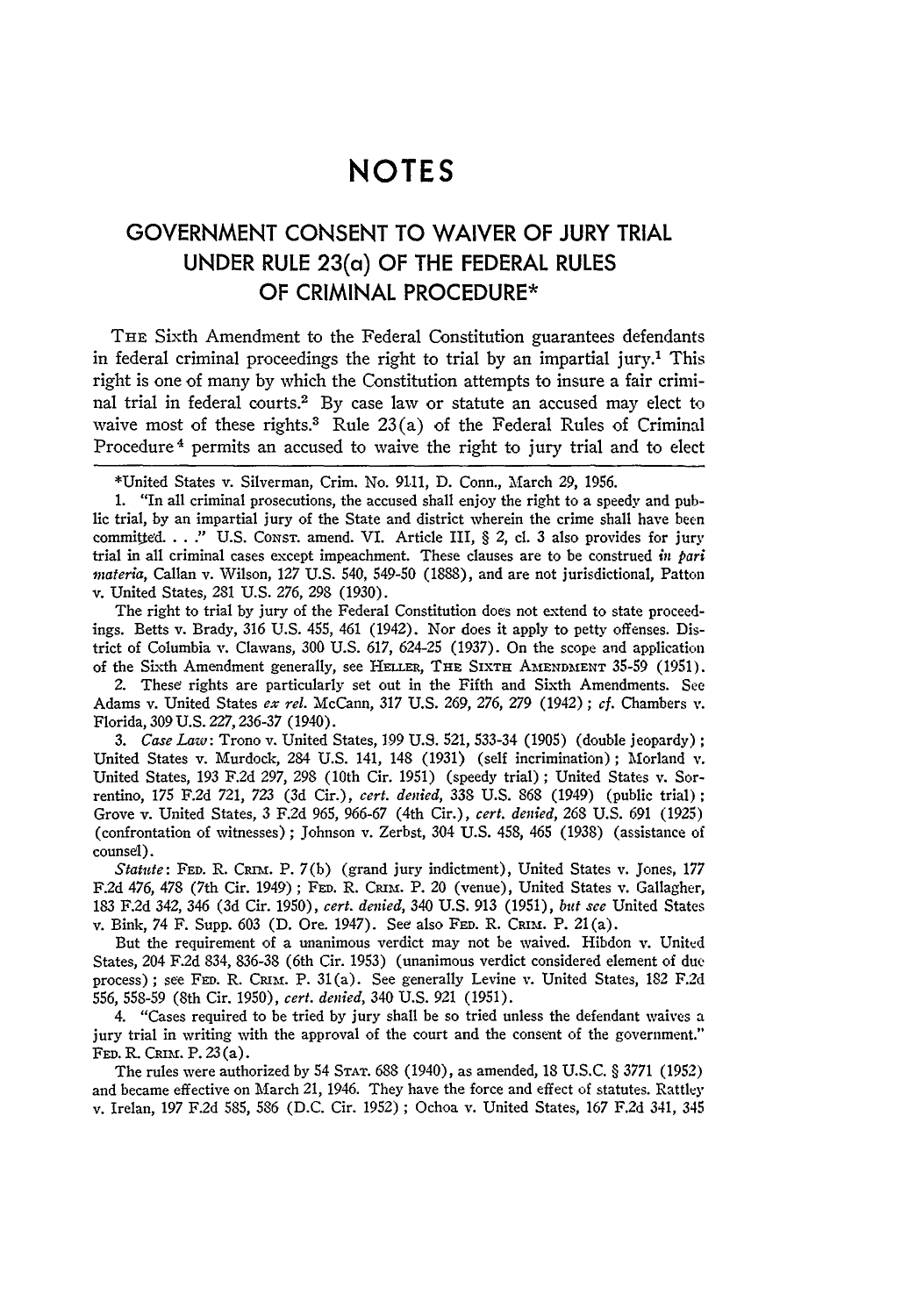# NOTES

## GOVERNMENT CONSENT TO WAIVER OF JURY TRIAL UNDER RULE 23(a) OF THE FEDERAL RULES OF CRIMINAL PROCEDURE*

THE Sixth Amendment to the Federal Constitution guarantees defendants in federal criminal proceedings the right to trial by an impartial jury.[1] This right is one of many by which the Constitution attempts to insure a fair criminal trial in federal courts.[2] By case law or statute an accused may elect to waive most of these rights.[3] Rule 23(a) of the Federal Rules of Criminal Procedure[4] permits an accused to waive the right to jury trial and to elect

---

*United States v. Silverman, Crim. No. 9111, D. Conn., March 29, 1956.

1. "In all criminal prosecutions, the accused shall enjoy the right to a speedy and public trial, by an impartial jury of the State and district wherein the crime shall have been committed. . . ." U.S. CONST. amend. VI. Article III, § 2, cl. 3 also provides for jury trial in all criminal cases except impeachment. These clauses are to be construed *in pari materia*, Callan v. Wilson, 127 U.S. 540, 549-50 (1888), and are not jurisdictional, Patton v. United States, 281 U.S. 276, 298 (1930).

The right to trial by jury of the Federal Constitution does not extend to state proceedings. Betts v. Brady, 316 U.S. 455, 461 (1942). Nor does it apply to petty offenses. District of Columbia v. Clawans, 300 U.S. 617, 624-25 (1937). On the scope and application of the Sixth Amendment generally, see HELLER, THE SIXTH AMENDMENT 35-59 (1951).

2. These rights are particularly set out in the Fifth and Sixth Amendments. See Adams v. United States *ex rel.* McCann, 317 U.S. 269, 276, 279 (1942); *cf.* Chambers v. Florida, 309 U.S. 227, 236-37 (1940).

3. *Case Law*: Trono v. United States, 199 U.S. 521, 533-34 (1905) (double jeopardy); United States v. Murdock, 284 U.S. 141, 148 (1931) (self incrimination); Morland v. United States, 193 F.2d 297, 298 (10th Cir. 1951) (speedy trial); United States v. Sorrentino, 175 F.2d 721, 723 (3d Cir.), *cert. denied*, 338 U.S. 868 (1949) (public trial); Grove v. United States, 3 F.2d 965, 966-67 (4th Cir.), *cert. denied*, 268 U.S. 691 (1925) (confrontation of witnesses); Johnson v. Zerbst, 304 U.S. 458, 465 (1938) (assistance of counsel).

*Statute*: FED. R. CRIM. P. 7(b) (grand jury indictment), United States v. Jones, 177 F.2d 476, 478 (7th Cir. 1949); FED. R. CRIM. P. 20 (venue), United States v. Gallagher, 183 F.2d 342, 346 (3d Cir. 1950), *cert. denied*, 340 U.S. 913 (1951), *but see* United States v. Bink, 74 F. Supp. 603 (D. Ore. 1947). See also FED. R. CRIM. P. 21(a).

But the requirement of a unanimous verdict may not be waived. Hibdon v. United States, 204 F.2d 834, 836-38 (6th Cir. 1953) (unanimous verdict considered element of due process); see FED. R. CRIM. P. 31(a). See generally Levine v. United States, 182 F.2d 556, 558-59 (8th Cir. 1950), *cert. denied*, 340 U.S. 921 (1951).

4. "Cases required to be tried by jury shall be so tried unless the defendant waives a jury trial in writing with the approval of the court and the consent of the government." FED. R. CRIM. P. 23(a).

The rules were authorized by 54 STAT. 688 (1940), as amended, 18 U.S.C. § 3771 (1952) and became effective on March 21, 1946. They have the force and effect of statutes. Rattley v. Irelan, 197 F.2d 585, 586 (D.C. Cir. 1952); Ochoa v. United States, 167 F.2d 341, 345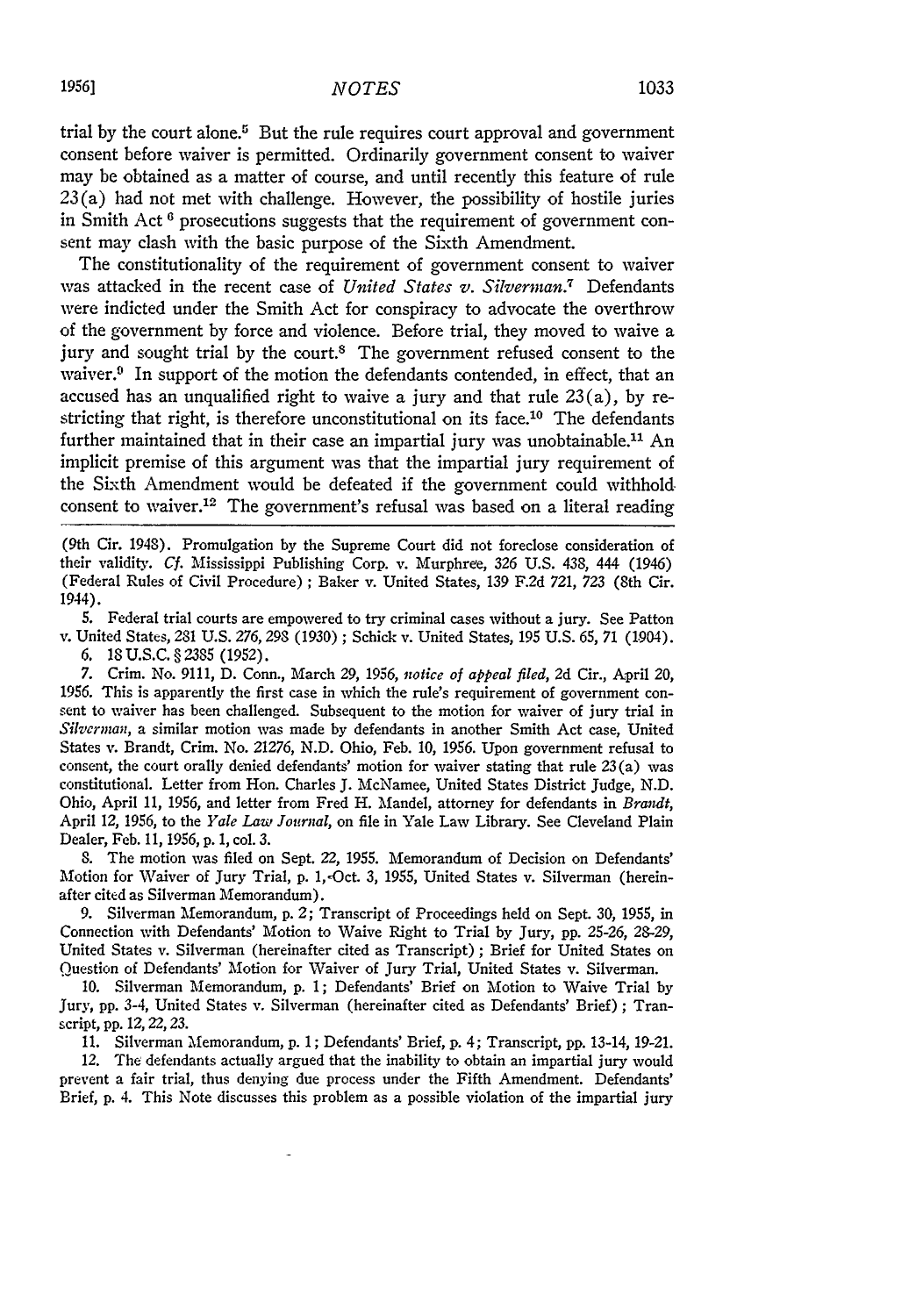trial by the court alone.[5] But the rule requires court approval and government consent before waiver is permitted. Ordinarily government consent to waiver may be obtained as a matter of course, and until recently this feature of rule 23(a) had not met with challenge. However, the possibility of hostile juries in Smith Act [6] prosecutions suggests that the requirement of government consent may clash with the basic purpose of the Sixth Amendment.

The constitutionality of the requirement of government consent to waiver was attacked in the recent case of *United States v. Silverman*.[7] Defendants were indicted under the Smith Act for conspiracy to advocate the overthrow of the government by force and violence. Before trial, they moved to waive a jury and sought trial by the court.[8] The government refused consent to the waiver.[9] In support of the motion the defendants contended, in effect, that an accused has an unqualified right to waive a jury and that rule 23(a), by restricting that right, is therefore unconstitutional on its face.[10] The defendants further maintained that in their case an impartial jury was unobtainable.[11] An implicit premise of this argument was that the impartial jury requirement of the Sixth Amendment would be defeated if the government could withhold consent to waiver.[12] The government's refusal was based on a literal reading

(9th Cir. 1948). Promulgation by the Supreme Court did not foreclose consideration of their validity. *Cf.* Mississippi Publishing Corp. v. Murphree, 326 U.S. 438, 444 (1946) (Federal Rules of Civil Procedure); Baker v. United States, 139 F.2d 721, 723 (8th Cir. 1944).

5. Federal trial courts are empowered to try criminal cases without a jury. See Patton v. United States, 281 U.S. 276, 298 (1930); Schick v. United States, 195 U.S. 65, 71 (1904).

6. 18 U.S.C. § 2385 (1952).

7. Crim. No. 9111, D. Conn., March 29, 1956, *notice of appeal filed*, 2d Cir., April 20, 1956. This is apparently the first case in which the rule's requirement of government consent to waiver has been challenged. Subsequent to the motion for waiver of jury trial in *Silverman*, a similar motion was made by defendants in another Smith Act case, United States v. Brandt, Crim. No. 21276, N.D. Ohio, Feb. 10, 1956. Upon government refusal to consent, the court orally denied defendants' motion for waiver stating that rule 23(a) was constitutional. Letter from Hon. Charles J. McNamee, United States District Judge, N.D. Ohio, April 11, 1956, and letter from Fred H. Mandel, attorney for defendants in *Brandt*, April 12, 1956, to the *Yale Law Journal*, on file in Yale Law Library. See Cleveland Plain Dealer, Feb. 11, 1956, p. 1, col. 3.

8. The motion was filed on Sept. 22, 1955. Memorandum of Decision on Defendants' Motion for Waiver of Jury Trial, p. 1, Oct. 3, 1955, United States v. Silverman (hereinafter cited as Silverman Memorandum).

9. Silverman Memorandum, p. 2; Transcript of Proceedings held on Sept. 30, 1955, in Connection with Defendants' Motion to Waive Right to Trial by Jury, pp. 25-26, 28-29, United States v. Silverman (hereinafter cited as Transcript); Brief for United States on Question of Defendants' Motion for Waiver of Jury Trial, United States v. Silverman.

10. Silverman Memorandum, p. 1; Defendants' Brief on Motion to Waive Trial by Jury, pp. 3-4, United States v. Silverman (hereinafter cited as Defendants' Brief); Transcript, pp. 12, 22, 23.

11. Silverman Memorandum, p. 1; Defendants' Brief, p. 4; Transcript, pp. 13-14, 19-21.

12. The defendants actually argued that the inability to obtain an impartial jury would prevent a fair trial, thus denying due process under the Fifth Amendment. Defendants' Brief, p. 4. This Note discusses this problem as a possible violation of the impartial jury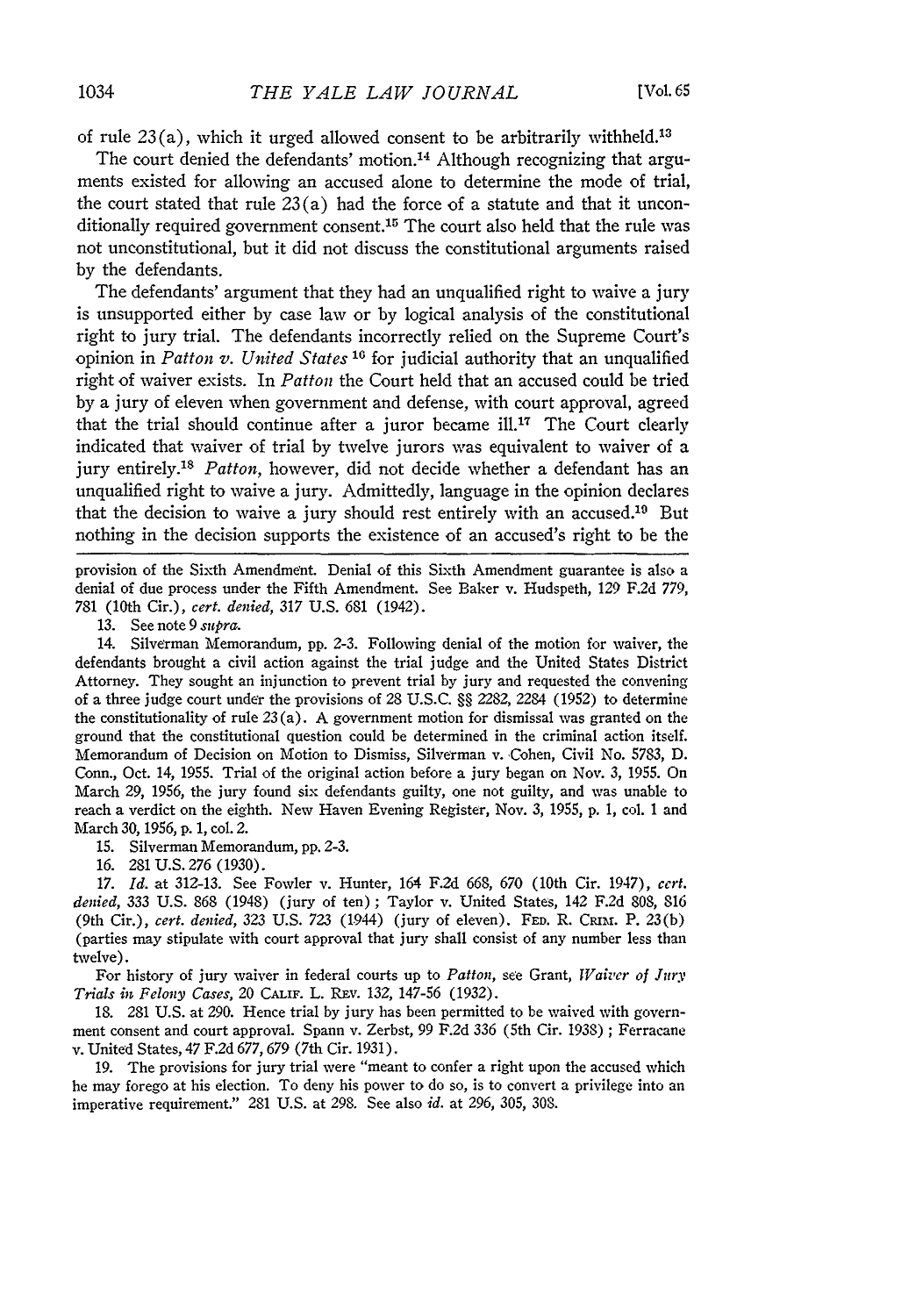of rule 23(a), which it urged allowed consent to be arbitrarily withheld.[13]

The court denied the defendants' motion.[14] Although recognizing that arguments existed for allowing an accused alone to determine the mode of trial, the court stated that rule 23(a) had the force of a statute and that it unconditionally required government consent.[15] The court also held that the rule was not unconstitutional, but it did not discuss the constitutional arguments raised by the defendants.

The defendants' argument that they had an unqualified right to waive a jury is unsupported either by case law or by logical analysis of the constitutional right to jury trial. The defendants incorrectly relied on the Supreme Court's opinion in *Patton v. United States* [16] for judicial authority that an unqualified right of waiver exists. In *Patton* the Court held that an accused could be tried by a jury of eleven when government and defense, with court approval, agreed that the trial should continue after a juror became ill.[17] The Court clearly indicated that waiver of trial by twelve jurors was equivalent to waiver of a jury entirely.[18] *Patton*, however, did not decide whether a defendant has an unqualified right to waive a jury. Admittedly, language in the opinion declares that the decision to waive a jury should rest entirely with an accused.[19] But nothing in the decision supports the existence of an accused's right to be the

---

provision of the Sixth Amendment. Denial of this Sixth Amendment guarantee is also a denial of due process under the Fifth Amendment. See Baker v. Hudspeth, 129 F.2d 779, 781 (10th Cir.), *cert. denied*, 317 U.S. 681 (1942).

13. See note 9 *supra*.

14. Silverman Memorandum, pp. 2-3. Following denial of the motion for waiver, the defendants brought a civil action against the trial judge and the United States District Attorney. They sought an injunction to prevent trial by jury and requested the convening of a three judge court under the provisions of 28 U.S.C. §§ 2282, 2284 (1952) to determine the constitutionality of rule 23(a). A government motion for dismissal was granted on the ground that the constitutional question could be determined in the criminal action itself. Memorandum of Decision on Motion to Dismiss, Silverman v. Cohen, Civil No. 5783, D. Conn., Oct. 14, 1955. Trial of the original action before a jury began on Nov. 3, 1955. On March 29, 1956, the jury found six defendants guilty, one not guilty, and was unable to reach a verdict on the eighth. New Haven Evening Register, Nov. 3, 1955, p. 1, col. 1 and March 30, 1956, p. 1, col. 2.

15. Silverman Memorandum, pp. 2-3.

16. 281 U.S. 276 (1930).

17. *Id.* at 312-13. See Fowler v. Hunter, 164 F.2d 668, 670 (10th Cir. 1947), *cert. denied*, 333 U.S. 868 (1948) (jury of ten); Taylor v. United States, 142 F.2d 808, 816 (9th Cir.), *cert. denied*, 323 U.S. 723 (1944) (jury of eleven). FED. R. CRIM. P. 23(b) (parties may stipulate with court approval that jury shall consist of any number less than twelve).

For history of jury waiver in federal courts up to *Patton*, see Grant, *Waiver of Jury Trials in Felony Cases*, 20 CALIF. L. REV. 132, 147-56 (1932).

18. 281 U.S. at 290. Hence trial by jury has been permitted to be waived with government consent and court approval. Spann v. Zerbst, 99 F.2d 336 (5th Cir. 1938); Ferracane v. United States, 47 F.2d 677, 679 (7th Cir. 1931).

19. The provisions for jury trial were "meant to confer a right upon the accused which he may forego at his election. To deny his power to do so, is to convert a privilege into an imperative requirement." 281 U.S. at 298. See also *id.* at 296, 305, 308.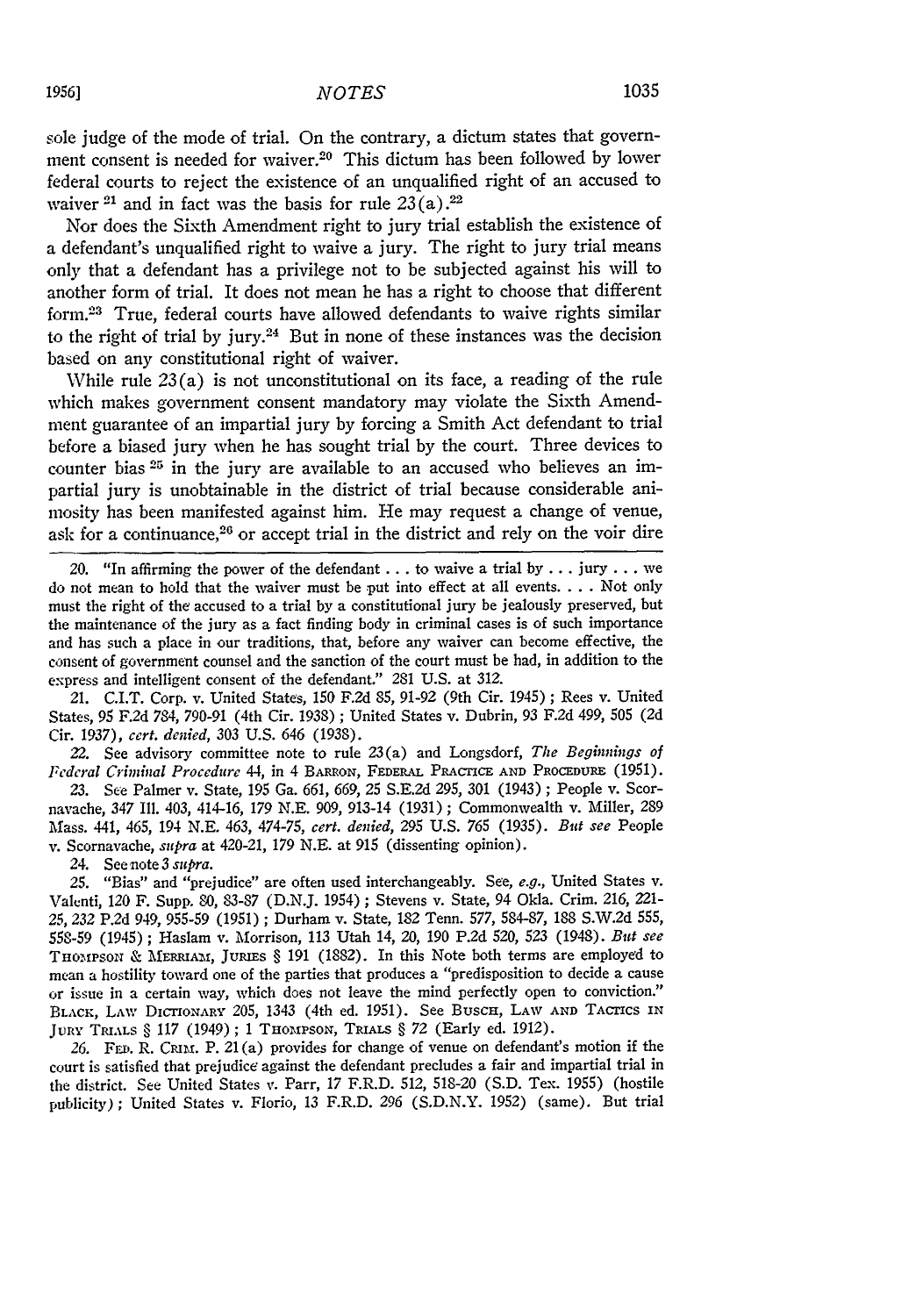sole judge of the mode of trial. On the contrary, a dictum states that government consent is needed for waiver.[20] This dictum has been followed by lower federal courts to reject the existence of an unqualified right of an accused to waiver [21] and in fact was the basis for rule 23(a).[22]

Nor does the Sixth Amendment right to jury trial establish the existence of a defendant's unqualified right to waive a jury. The right to jury trial means only that a defendant has a privilege not to be subjected against his will to another form of trial. It does not mean he has a right to choose that different form.[23] True, federal courts have allowed defendants to waive rights similar to the right of trial by jury.[24] But in none of these instances was the decision based on any constitutional right of waiver.

While rule 23(a) is not unconstitutional on its face, a reading of the rule which makes government consent mandatory may violate the Sixth Amendment guarantee of an impartial jury by forcing a Smith Act defendant to trial before a biased jury when he has sought trial by the court. Three devices to counter bias [25] in the jury are available to an accused who believes an impartial jury is unobtainable in the district of trial because considerable animosity has been manifested against him. He may request a change of venue, ask for a continuance,[26] or accept trial in the district and rely on the voir dire

---

20. "In affirming the power of the defendant . . . to waive a trial by . . . jury . . . we do not mean to hold that the waiver must be put into effect at all events. . . . Not only must the right of the accused to a trial by a constitutional jury be jealously preserved, but the maintenance of the jury as a fact finding body in criminal cases is of such importance and has such a place in our traditions, that, before any waiver can become effective, the consent of government counsel and the sanction of the court must be had, in addition to the express and intelligent consent of the defendant." 281 U.S. at 312.

21. C.I.T. Corp. v. United States, 150 F.2d 85, 91-92 (9th Cir. 1945); Rees v. United States, 95 F.2d 784, 790-91 (4th Cir. 1938); United States v. Dubrin, 93 F.2d 499, 505 (2d Cir. 1937), *cert. denied*, 303 U.S. 646 (1938).

22. See advisory committee note to rule 23(a) and Longsdorf, *The Beginnings of Federal Criminal Procedure* 44, in 4 BARRON, FEDERAL PRACTICE AND PROCEDURE (1951).

23. See Palmer v. State, 195 Ga. 661, 669, 25 S.E.2d 295, 301 (1943); People v. Scornavache, 347 Ill. 403, 414-16, 179 N.E. 909, 913-14 (1931); Commonwealth v. Miller, 289 Mass. 441, 465, 194 N.E. 463, 474-75, *cert. denied*, 295 U.S. 765 (1935). *But see* People v. Scornavache, *supra* at 420-21, 179 N.E. at 915 (dissenting opinion).

24. See note 3 *supra*.

25. "Bias" and "prejudice" are often used interchangeably. See, *e.g.*, United States v. Valenti, 120 F. Supp. 80, 83-87 (D.N.J. 1954); Stevens v. State, 94 Okla. Crim. 216, 221-25, 232 P.2d 949, 955-59 (1951); Durham v. State, 182 Tenn. 577, 584-87, 188 S.W.2d 555, 558-59 (1945); Haslam v. Morrison, 113 Utah 14, 20, 190 P.2d 520, 523 (1948). *But see* THOMPSON & MERRIAM, JURIES § 191 (1882). In this Note both terms are employed to mean a hostility toward one of the parties that produces a "predisposition to decide a cause or issue in a certain way, which does not leave the mind perfectly open to conviction." BLACK, LAW DICTIONARY 205, 1343 (4th ed. 1951). See BUSCH, LAW AND TACTICS IN JURY TRIALS § 117 (1949); 1 THOMPSON, TRIALS § 72 (Early ed. 1912).

26. FED. R. CRIM. P. 21(a) provides for change of venue on defendant's motion if the court is satisfied that prejudice against the defendant precludes a fair and impartial trial in the district. See United States v. Parr, 17 F.R.D. 512, 518-20 (S.D. Tex. 1955) (hostile publicity); United States v. Florio, 13 F.R.D. 296 (S.D.N.Y. 1952) (same). But trial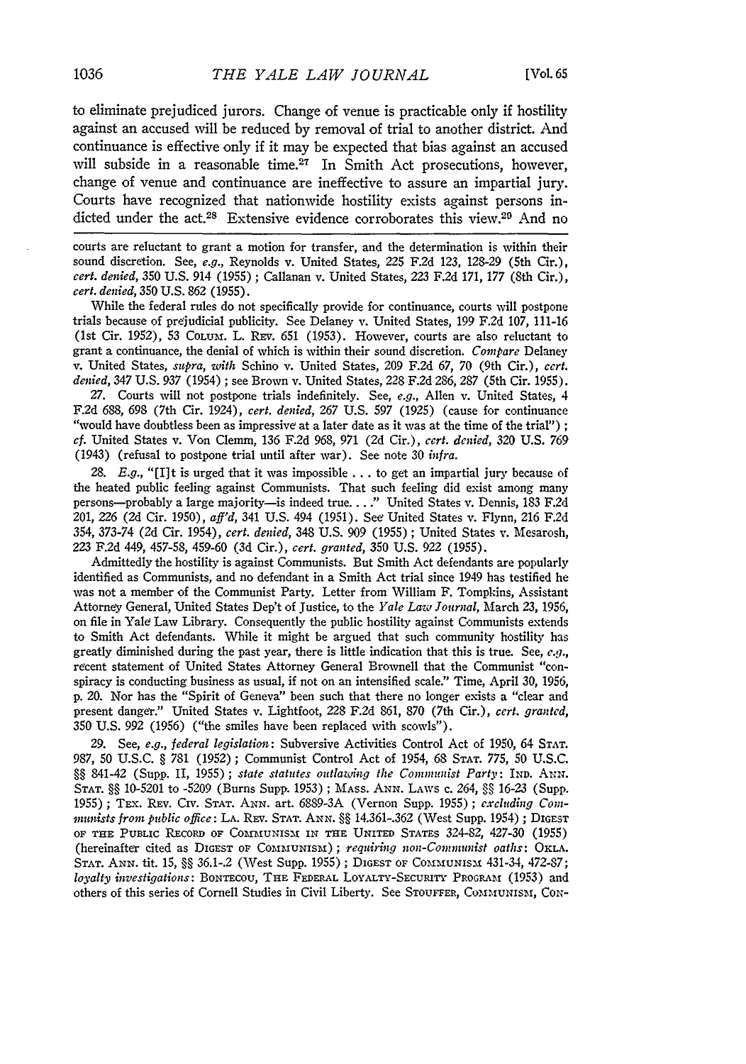to eliminate prejudiced jurors. Change of venue is practicable only if hostility against an accused will be reduced by removal of trial to another district. And continuance is effective only if it may be expected that bias against an accused will subside in a reasonable time.[27] In Smith Act prosecutions, however, change of venue and continuance are ineffective to assure an impartial jury. Courts have recognized that nationwide hostility exists against persons indicted under the act.[28] Extensive evidence corroborates this view.[29] And no

courts are reluctant to grant a motion for transfer, and the determination is within their sound discretion. See, *e.g.*, Reynolds v. United States, 225 F.2d 123, 128-29 (5th Cir.), *cert. denied*, 350 U.S. 914 (1955); Callanan v. United States, 223 F.2d 171, 177 (8th Cir.), *cert. denied*, 350 U.S. 862 (1955).

While the federal rules do not specifically provide for continuance, courts will postpone trials because of prejudicial publicity. See Delaney v. United States, 199 F.2d 107, 111-16 (1st Cir. 1952), 53 COLUM. L. REV. 651 (1953). However, courts are also reluctant to grant a continuance, the denial of which is within their sound discretion. *Compare* Delaney v. United States, *supra*, *with* Schino v. United States, 209 F.2d 67, 70 (9th Cir.), *cert. denied*, 347 U.S. 937 (1954); see Brown v. United States, 228 F.2d 286, 287 (5th Cir. 1955).

27. Courts will not postpone trials indefinitely. See, *e.g.*, Allen v. United States, 4 F.2d 688, 698 (7th Cir. 1924), *cert. denied*, 267 U.S. 597 (1925) (cause for continuance "would have doubtless been as impressive at a later date as it was at the time of the trial"); *cf.* United States v. Von Clemm, 136 F.2d 968, 971 (2d Cir.), *cert. denied*, 320 U.S. 769 (1943) (refusal to postpone trial until after war). See note 30 *infra*.

28. *E.g.*, "[I]t is urged that it was impossible . . . to get an impartial jury because of the heated public feeling against Communists. That such feeling did exist among many persons—probably a large majority—is indeed true. . . ." United States v. Dennis, 183 F.2d 201, 226 (2d Cir. 1950), *aff'd*, 341 U.S. 494 (1951). See United States v. Flynn, 216 F.2d 354, 373-74 (2d Cir. 1954), *cert. denied*, 348 U.S. 909 (1955); United States v. Mesarosh, 223 F.2d 449, 457-58, 459-60 (3d Cir.), *cert. granted*, 350 U.S. 922 (1955).

Admittedly the hostility is against Communists. But Smith Act defendants are popularly identified as Communists, and no defendant in a Smith Act trial since 1949 has testified he was not a member of the Communist Party. Letter from William F. Tompkins, Assistant Attorney General, United States Dep't of Justice, to the *Yale Law Journal*, March 23, 1956, on file in Yale Law Library. Consequently the public hostility against Communists extends to Smith Act defendants. While it might be argued that such community hostility has greatly diminished during the past year, there is little indication that this is true. See, *e.g.*, recent statement of United States Attorney General Brownell that the Communist "conspiracy is conducting business as usual, if not on an intensified scale." Time, April 30, 1956, p. 20. Nor has the "Spirit of Geneva" been such that there no longer exists a "clear and present danger." United States v. Lightfoot, 228 F.2d 861, 870 (7th Cir.), *cert. granted*, 350 U.S. 992 (1956) ("the smiles have been replaced with scowls").

29. See, *e.g.*, *federal legislation*: Subversive Activities Control Act of 1950, 64 STAT. 987, 50 U.S.C. § 781 (1952); Communist Control Act of 1954, 68 STAT. 775, 50 U.S.C. §§ 841-42 (Supp. II, 1955); *state statutes outlawing the Communist Party*: IND. ANN. STAT. §§ 10-5201 to -5209 (Burns Supp. 1953); MASS. ANN. LAWS c. 264, §§ 16-23 (Supp. 1955); TEX. REV. CIV. STAT. ANN. art. 6889-3A (Vernon Supp. 1955); *excluding Communists from public office*: LA. REV. STAT. ANN. §§ 14.361-.362 (West Supp. 1954); DIGEST OF THE PUBLIC RECORD OF COMMUNISM IN THE UNITED STATES 324-82, 427-30 (1955) (hereinafter cited as DIGEST OF COMMUNISM); *requiring non-Communist oaths*: OKLA. STAT. ANN. tit. 15, §§ 36.1-.2 (West Supp. 1955); DIGEST OF COMMUNISM 431-34, 472-87; *loyalty investigations*: BONTECOU, THE FEDERAL LOYALTY-SECURITY PROGRAM (1953) and others of this series of Cornell Studies in Civil Liberty. See STOUFFER, COMMUNISM, CON-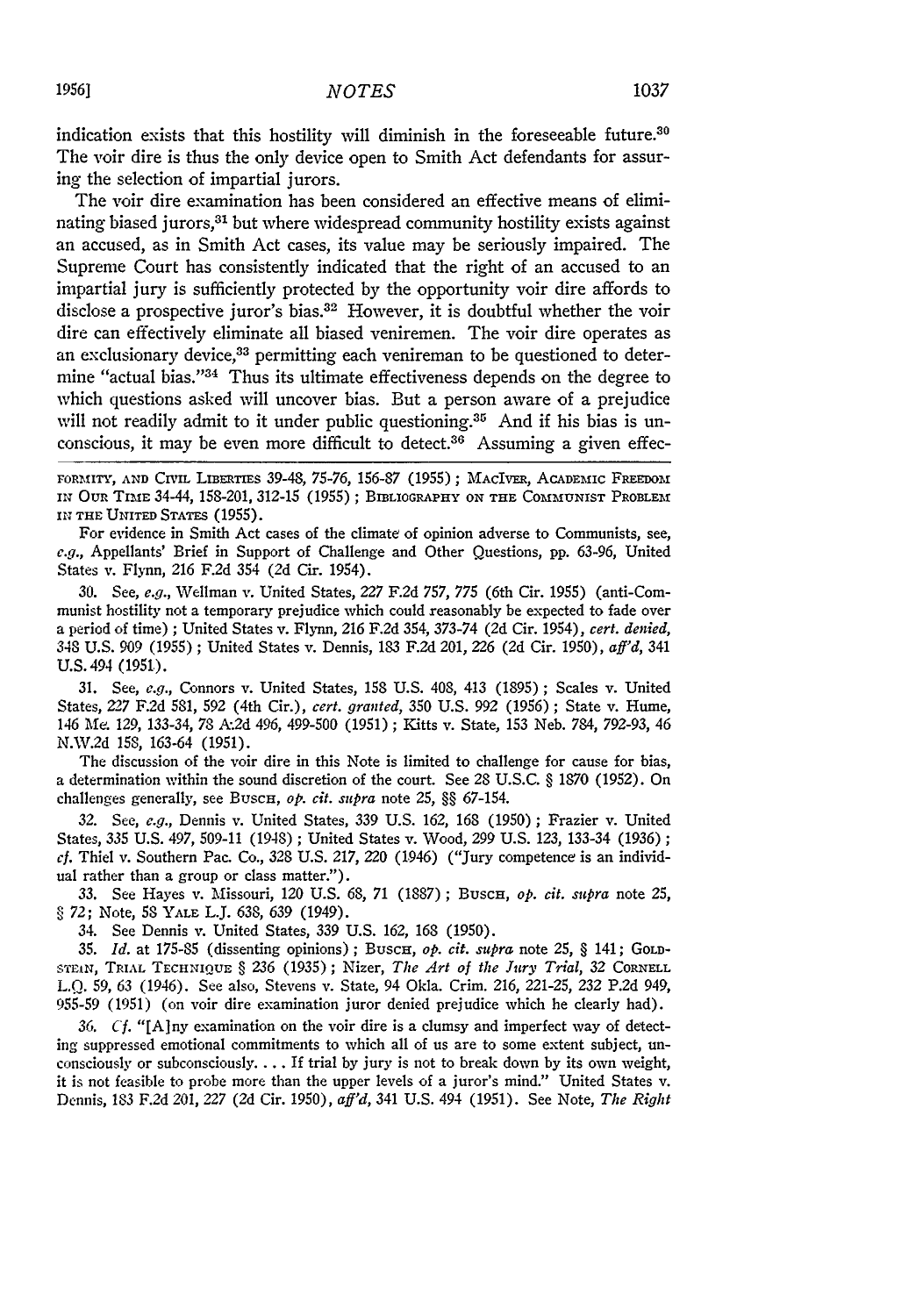indication exists that this hostility will diminish in the foreseeable future.[30] The voir dire is thus the only device open to Smith Act defendants for assuring the selection of impartial jurors.

The voir dire examination has been considered an effective means of eliminating biased jurors,[31] but where widespread community hostility exists against an accused, as in Smith Act cases, its value may be seriously impaired. The Supreme Court has consistently indicated that the right of an accused to an impartial jury is sufficiently protected by the opportunity voir dire affords to disclose a prospective juror's bias.[32] However, it is doubtful whether the voir dire can effectively eliminate all biased veniremen. The voir dire operates as an exclusionary device,[33] permitting each venireman to be questioned to determine "actual bias."[34] Thus its ultimate effectiveness depends on the degree to which questions asked will uncover bias. But a person aware of a prejudice will not readily admit to it under public questioning.[35] And if his bias is unconscious, it may be even more difficult to detect.[36] Assuming a given effec-

---

FORMITY, AND CIVIL LIBERTIES 39-48, 75-76, 156-87 (1955); MACIVER, ACADEMIC FREEDOM IN OUR TIME 34-44, 158-201, 312-15 (1955); BIBLIOGRAPHY ON THE COMMUNIST PROBLEM IN THE UNITED STATES (1955).

For evidence in Smith Act cases of the climate of opinion adverse to Communists, see, *e.g.*, Appellants' Brief in Support of Challenge and Other Questions, pp. 63-96, United States v. Flynn, 216 F.2d 354 (2d Cir. 1954).

30. See, *e.g.*, Wellman v. United States, 227 F.2d 757, 775 (6th Cir. 1955) (anti-Communist hostility not a temporary prejudice which could reasonably be expected to fade over a period of time); United States v. Flynn, 216 F.2d 354, 373-74 (2d Cir. 1954), *cert. denied*, 348 U.S. 909 (1955); United States v. Dennis, 183 F.2d 201, 226 (2d Cir. 1950), *aff'd*, 341 U.S. 494 (1951).

31. See, *e.g.*, Connors v. United States, 158 U.S. 408, 413 (1895); Scales v. United States, 227 F.2d 581, 592 (4th Cir.), *cert. granted*, 350 U.S. 992 (1956); State v. Hume, 146 Me. 129, 133-34, 78 A.2d 496, 499-500 (1951); Kitts v. State, 153 Neb. 784, 792-93, 46 N.W.2d 158, 163-64 (1951).

The discussion of the voir dire in this Note is limited to challenge for cause for bias, a determination within the sound discretion of the court. See 28 U.S.C. § 1870 (1952). On challenges generally, see BUSCH, *op. cit. supra* note 25, §§ 67-154.

32. See, *e.g.*, Dennis v. United States, 339 U.S. 162, 168 (1950); Frazier v. United States, 335 U.S. 497, 509-11 (1948); United States v. Wood, 299 U.S. 123, 133-34 (1936); *cf.* Thiel v. Southern Pac. Co., 328 U.S. 217, 220 (1946) ("Jury competence is an individual rather than a group or class matter.").

33. See Hayes v. Missouri, 120 U.S. 68, 71 (1887); BUSCH, *op. cit. supra* note 25, § 72; Note, 58 YALE L.J. 638, 639 (1949).

34. See Dennis v. United States, 339 U.S. 162, 168 (1950).

35. *Id.* at 175-85 (dissenting opinions); BUSCH, *op. cit. supra* note 25, § 141; GOLDSTEIN, TRIAL TECHNIQUE § 236 (1935); Nizer, *The Art of the Jury Trial*, 32 CORNELL L.Q. 59, 63 (1946). See also, Stevens v. State, 94 Okla. Crim. 216, 221-25, 232 P.2d 949, 955-59 (1951) (on voir dire examination juror denied prejudice which he clearly had).

36. *Cf.* "[A]ny examination on the voir dire is a clumsy and imperfect way of detecting suppressed emotional commitments to which all of us are to some extent subject, unconsciously or subconsciously. . . . If trial by jury is not to break down by its own weight, it is not feasible to probe more than the upper levels of a juror's mind." United States v. Dennis, 183 F.2d 201, 227 (2d Cir. 1950), *aff'd*, 341 U.S. 494 (1951). See Note, *The Right*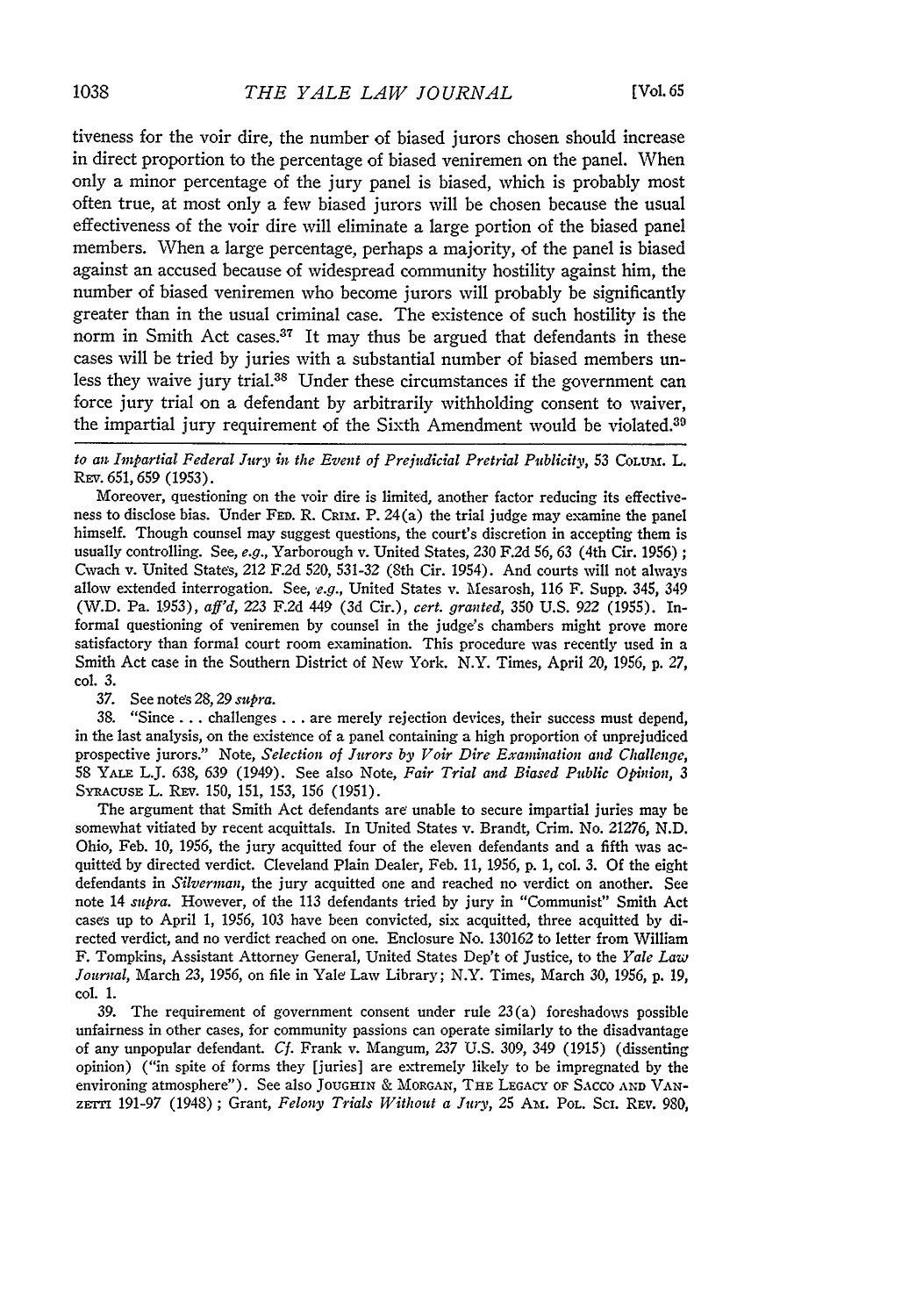tiveness for the voir dire, the number of biased jurors chosen should increase in direct proportion to the percentage of biased veniremen on the panel. When only a minor percentage of the jury panel is biased, which is probably most often true, at most only a few biased jurors will be chosen because the usual effectiveness of the voir dire will eliminate a large portion of the biased panel members. When a large percentage, perhaps a majority, of the panel is biased against an accused because of widespread community hostility against him, the number of biased veniremen who become jurors will probably be significantly greater than in the usual criminal case. The existence of such hostility is the norm in Smith Act cases.[37] It may thus be argued that defendants in these cases will be tried by juries with a substantial number of biased members unless they waive jury trial.[38] Under these circumstances if the government can force jury trial on a defendant by arbitrarily withholding consent to waiver, the impartial jury requirement of the Sixth Amendment would be violated.[39]

---

*to an Impartial Federal Jury in the Event of Prejudicial Pretrial Publicity*, 53 COLUM. L. REV. 651, 659 (1953).

Moreover, questioning on the voir dire is limited, another factor reducing its effectiveness to disclose bias. Under FED. R. CRIM. P. 24(a) the trial judge may examine the panel himself. Though counsel may suggest questions, the court's discretion in accepting them is usually controlling. See, *e.g.*, Yarborough v. United States, 230 F.2d 56, 63 (4th Cir. 1956); Cwach v. United States, 212 F.2d 520, 531-32 (8th Cir. 1954). And courts will not always allow extended interrogation. See, *e.g.*, United States v. Mesarosh, 116 F. Supp. 345, 349 (W.D. Pa. 1953), *aff'd*, 223 F.2d 449 (3d Cir.), *cert. granted*, 350 U.S. 922 (1955). Informal questioning of veniremen by counsel in the judge's chambers might prove more satisfactory than formal court room examination. This procedure was recently used in a Smith Act case in the Southern District of New York. N.Y. Times, April 20, 1956, p. 27, col. 3.

37. See notes 28, 29 *supra*.

38. "Since . . . challenges . . . are merely rejection devices, their success must depend, in the last analysis, on the existence of a panel containing a high proportion of unprejudiced prospective jurors." Note, *Selection of Jurors by Voir Dire Examination and Challenge*, 58 YALE L.J. 638, 639 (1949). See also Note, *Fair Trial and Biased Public Opinion*, 3 SYRACUSE L. REV. 150, 151, 153, 156 (1951).

The argument that Smith Act defendants are unable to secure impartial juries may be somewhat vitiated by recent acquittals. In United States v. Brandt, Crim. No. 21276, N.D. Ohio, Feb. 10, 1956, the jury acquitted four of the eleven defendants and a fifth was acquitted by directed verdict. Cleveland Plain Dealer, Feb. 11, 1956, p. 1, col. 3. Of the eight defendants in *Silverman*, the jury acquitted one and reached no verdict on another. See note 14 *supra*. However, of the 113 defendants tried by jury in "Communist" Smith Act cases up to April 1, 1956, 103 have been convicted, six acquitted, three acquitted by directed verdict, and no verdict reached on one. Enclosure No. 130162 to letter from William F. Tompkins, Assistant Attorney General, United States Dep't of Justice, to the *Yale Law Journal*, March 23, 1956, on file in Yale Law Library; N.Y. Times, March 30, 1956, p. 19, col. 1.

39. The requirement of government consent under rule 23(a) foreshadows possible unfairness in other cases, for community passions can operate similarly to the disadvantage of any unpopular defendant. *Cf.* Frank v. Mangum, 237 U.S. 309, 349 (1915) (dissenting opinion) ("in spite of forms they [juries] are extremely likely to be impregnated by the environing atmosphere"). See also JOUGHIN & MORGAN, THE LEGACY OF SACCO AND VANZETTI 191-97 (1948); Grant, *Felony Trials Without a Jury*, 25 AM. POL. SCI. REV. 980,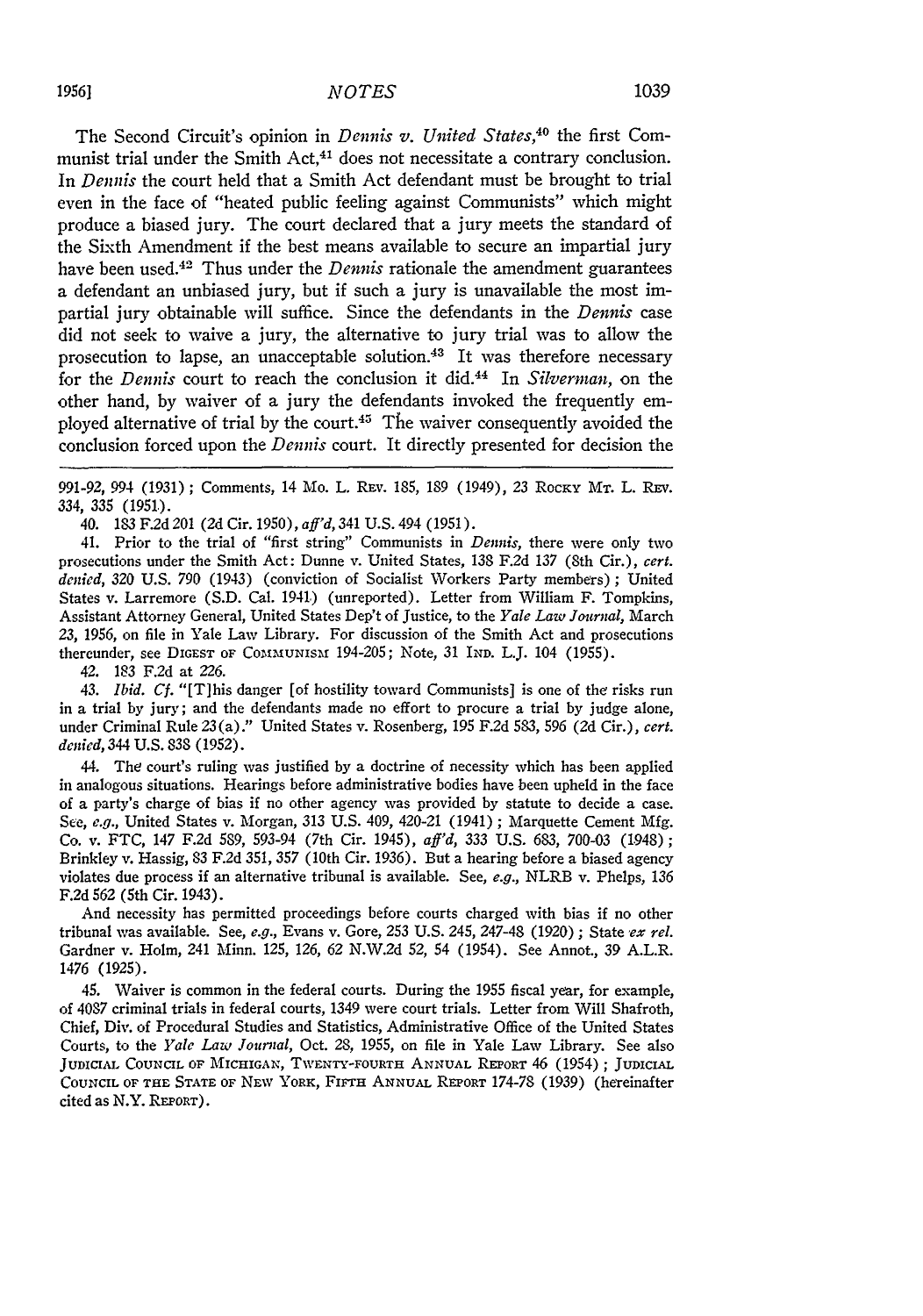The Second Circuit's opinion in *Dennis v. United States*,[40] the first Communist trial under the Smith Act,[41] does not necessitate a contrary conclusion. In *Dennis* the court held that a Smith Act defendant must be brought to trial even in the face of "heated public feeling against Communists" which might produce a biased jury. The court declared that a jury meets the standard of the Sixth Amendment if the best means available to secure an impartial jury have been used.[42] Thus under the *Dennis* rationale the amendment guarantees a defendant an unbiased jury, but if such a jury is unavailable the most impartial jury obtainable will suffice. Since the defendants in the *Dennis* case did not seek to waive a jury, the alternative to jury trial was to allow the prosecution to lapse, an unacceptable solution.[43] It was therefore necessary for the *Dennis* court to reach the conclusion it did.[44] In *Silverman*, on the other hand, by waiver of a jury the defendants invoked the frequently employed alternative of trial by the court.[45] The waiver consequently avoided the conclusion forced upon the *Dennis* court. It directly presented for decision the

---

991-92, 994 (1931); Comments, 14 Mo. L. Rev. 185, 189 (1949), 23 Rocky Mt. L. Rev. 334, 335 (1951).

40. 183 F.2d 201 (2d Cir. 1950), *aff'd*, 341 U.S. 494 (1951).

41. Prior to the trial of "first string" Communists in *Dennis*, there were only two prosecutions under the Smith Act: Dunne v. United States, 138 F.2d 137 (8th Cir.), *cert. denied*, 320 U.S. 790 (1943) (conviction of Socialist Workers Party members); United States v. Larremore (S.D. Cal. 1941) (unreported). Letter from William F. Tompkins, Assistant Attorney General, United States Dep't of Justice, to the *Yale Law Journal*, March 23, 1956, on file in Yale Law Library. For discussion of the Smith Act and prosecutions thereunder, see Digest of Communism 194-205; Note, 31 Ind. L.J. 104 (1955).

42. 183 F.2d at 226.

43. *Ibid. Cf.* "[T]his danger [of hostility toward Communists] is one of the risks run in a trial by jury; and the defendants made no effort to procure a trial by judge alone, under Criminal Rule 23(a)." United States v. Rosenberg, 195 F.2d 583, 596 (2d Cir.), *cert. denied*, 344 U.S. 838 (1952).

44. The court's ruling was justified by a doctrine of necessity which has been applied in analogous situations. Hearings before administrative bodies have been upheld in the face of a party's charge of bias if no other agency was provided by statute to decide a case. See, *e.g.*, United States v. Morgan, 313 U.S. 409, 420-21 (1941); Marquette Cement Mfg. Co. v. FTC, 147 F.2d 589, 593-94 (7th Cir. 1945), *aff'd*, 333 U.S. 683, 700-03 (1948); Brinkley v. Hassig, 83 F.2d 351, 357 (10th Cir. 1936). But a hearing before a biased agency violates due process if an alternative tribunal is available. See, *e.g.*, NLRB v. Phelps, 136 F.2d 562 (5th Cir. 1943).

And necessity has permitted proceedings before courts charged with bias if no other tribunal was available. See, *e.g.*, Evans v. Gore, 253 U.S. 245, 247-48 (1920); State *ex rel.* Gardner v. Holm, 241 Minn. 125, 126, 62 N.W.2d 52, 54 (1954). See Annot., 39 A.L.R. 1476 (1925).

45. Waiver is common in the federal courts. During the 1955 fiscal year, for example, of 4087 criminal trials in federal courts, 1349 were court trials. Letter from Will Shafroth, Chief, Div. of Procedural Studies and Statistics, Administrative Office of the United States Courts, to the *Yale Law Journal*, Oct. 28, 1955, on file in Yale Law Library. See also Judicial Council of Michigan, Twenty-fourth Annual Report 46 (1954); Judicial Council of the State of New York, Fifth Annual Report 174-78 (1939) (hereinafter cited as N.Y. Report).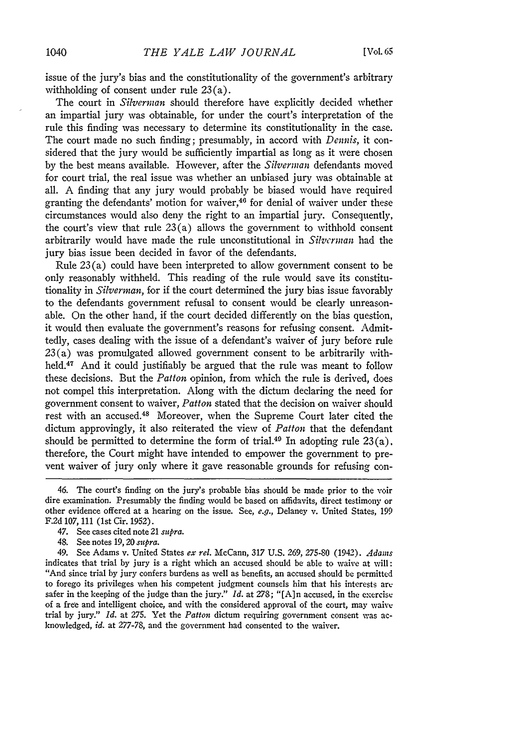issue of the jury's bias and the constitutionality of the government's arbitrary withholding of consent under rule 23(a).

The court in *Silverman* should therefore have explicitly decided whether an impartial jury was obtainable, for under the court's interpretation of the rule this finding was necessary to determine its constitutionality in the case. The court made no such finding; presumably, in accord with *Dennis*, it considered that the jury would be sufficiently impartial as long as it were chosen by the best means available. However, after the *Silverman* defendants moved for court trial, the real issue was whether an unbiased jury was obtainable at all. A finding that any jury would probably be biased would have required granting the defendants' motion for waiver,[46] for denial of waiver under these circumstances would also deny the right to an impartial jury. Consequently, the court's view that rule 23(a) allows the government to withhold consent arbitrarily would have made the rule unconstitutional in *Silverman* had the jury bias issue been decided in favor of the defendants.

Rule 23(a) could have been interpreted to allow government consent to be only reasonably withheld. This reading of the rule would save its constitutionality in *Silverman*, for if the court determined the jury bias issue favorably to the defendants government refusal to consent would be clearly unreasonable. On the other hand, if the court decided differently on the bias question, it would then evaluate the government's reasons for refusing consent. Admittedly, cases dealing with the issue of a defendant's waiver of jury before rule 23(a) was promulgated allowed government consent to be arbitrarily withheld.[47] And it could justifiably be argued that the rule was meant to follow these decisions. But the *Patton* opinion, from which the rule is derived, does not compel this interpretation. Along with the dictum declaring the need for government consent to waiver, *Patton* stated that the decision on waiver should rest with an accused.[48] Moreover, when the Supreme Court later cited the dictum approvingly, it also reiterated the view of *Patton* that the defendant should be permitted to determine the form of trial.[49] In adopting rule 23(a), therefore, the Court might have intended to empower the government to prevent waiver of jury only where it gave reasonable grounds for refusing con-

46. The court's finding on the jury's probable bias should be made prior to the voir dire examination. Presumably the finding would be based on affidavits, direct testimony or other evidence offered at a hearing on the issue. See, *e.g.*, Delaney v. United States, 199 F.2d 107, 111 (1st Cir. 1952).

47. See cases cited note 21 *supra*.

48. See notes 19, 20 *supra*.

49. See Adams v. United States *ex rel.* McCann, 317 U.S. 269, 275-80 (1942). *Adams* indicates that trial by jury is a right which an accused should be able to waive at will: "And since trial by jury confers burdens as well as benefits, an accused should be permitted to forego its privileges when his competent judgment counsels him that his interests are safer in the keeping of the judge than the jury." *Id.* at 278; "[A]n accused, in the exercise of a free and intelligent choice, and with the considered approval of the court, may waive trial by jury." *Id.* at 275. Yet the *Patton* dictum requiring government consent was acknowledged, *id.* at 277-78, and the government had consented to the waiver.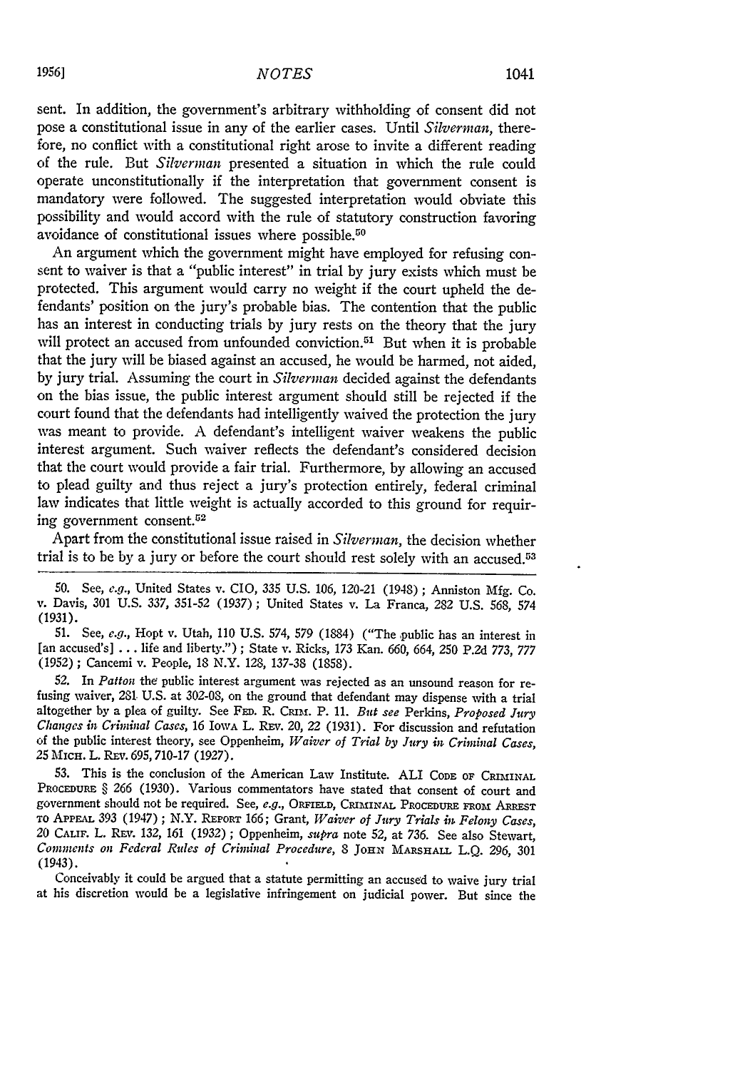sent. In addition, the government's arbitrary withholding of consent did not pose a constitutional issue in any of the earlier cases. Until *Silverman*, therefore, no conflict with a constitutional right arose to invite a different reading of the rule. But *Silverman* presented a situation in which the rule could operate unconstitutionally if the interpretation that government consent is mandatory were followed. The suggested interpretation would obviate this possibility and would accord with the rule of statutory construction favoring avoidance of constitutional issues where possible.[50]

An argument which the government might have employed for refusing consent to waiver is that a "public interest" in trial by jury exists which must be protected. This argument would carry no weight if the court upheld the defendants' position on the jury's probable bias. The contention that the public has an interest in conducting trials by jury rests on the theory that the jury will protect an accused from unfounded conviction.[51] But when it is probable that the jury will be biased against an accused, he would be harmed, not aided, by jury trial. Assuming the court in *Silverman* decided against the defendants on the bias issue, the public interest argument should still be rejected if the court found that the defendants had intelligently waived the protection the jury was meant to provide. A defendant's intelligent waiver weakens the public interest argument. Such waiver reflects the defendant's considered decision that the court would provide a fair trial. Furthermore, by allowing an accused to plead guilty and thus reject a jury's protection entirely, federal criminal law indicates that little weight is actually accorded to this ground for requiring government consent.[52]

Apart from the constitutional issue raised in *Silverman*, the decision whether trial is to be by a jury or before the court should rest solely with an accused.[53]

---

50. See, *e.g.*, United States v. CIO, 335 U.S. 106, 120-21 (1948); Anniston Mfg. Co. v. Davis, 301 U.S. 337, 351-52 (1937); United States v. La Franca, 282 U.S. 568, 574 (1931).

51. See, *e.g.*, Hopt v. Utah, 110 U.S. 574, 579 (1884) ("The public has an interest in [an accused's] . . . life and liberty."); State v. Ricks, 173 Kan. 660, 664, 250 P.2d 773, 777 (1952); Cancemi v. People, 18 N.Y. 128, 137-38 (1858).

52. In *Patton* the public interest argument was rejected as an unsound reason for refusing waiver, 281 U.S. at 302-08, on the ground that defendant may dispense with a trial altogether by a plea of guilty. See Fed. R. Crim. P. 11. *But see* Perkins, *Proposed Jury Changes in Criminal Cases*, 16 Iowa L. Rev. 20, 22 (1931). For discussion and refutation of the public interest theory, see Oppenheim, *Waiver of Trial by Jury in Criminal Cases*, 25 Mich. L. Rev. 695, 710-17 (1927).

53. This is the conclusion of the American Law Institute. ALI Code of Criminal Procedure § 266 (1930). Various commentators have stated that consent of court and government should not be required. See, *e.g.*, Orfield, Criminal Procedure from Arrest to Appeal 393 (1947); N.Y. Report 166; Grant, *Waiver of Jury Trials in Felony Cases*, 20 Calif. L. Rev. 132, 161 (1932); Oppenheim, *supra* note 52, at 736. See also Stewart, *Comments on Federal Rules of Criminal Procedure*, 8 John Marshall L.Q. 296, 301 (1943).

Conceivably it could be argued that a statute permitting an accused to waive jury trial at his discretion would be a legislative infringement on judicial power. But since the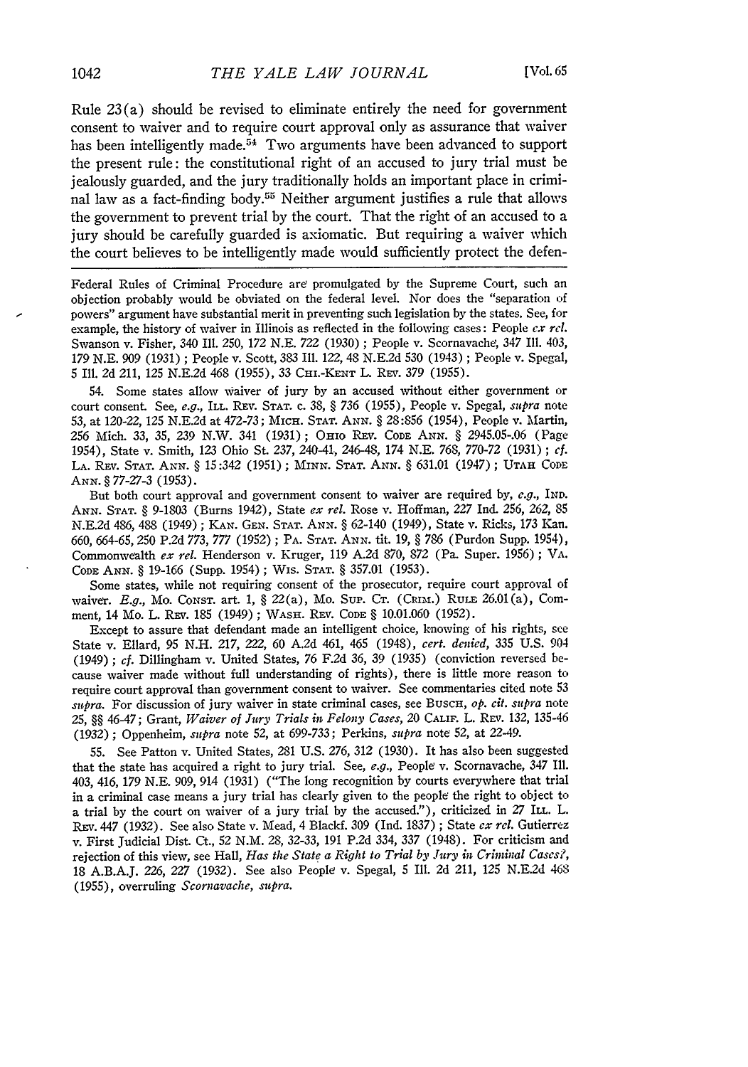Rule 23(a) should be revised to eliminate entirely the need for government consent to waiver and to require court approval only as assurance that waiver has been intelligently made.[54] Two arguments have been advanced to support the present rule: the constitutional right of an accused to jury trial must be jealously guarded, and the jury traditionally holds an important place in criminal law as a fact-finding body.[55] Neither argument justifies a rule that allows the government to prevent trial by the court. That the right of an accused to a jury should be carefully guarded is axiomatic. But requiring a waiver which the court believes to be intelligently made would sufficiently protect the defen-

---

Federal Rules of Criminal Procedure are promulgated by the Supreme Court, such an objection probably would be obviated on the federal level. Nor does the "separation of powers" argument have substantial merit in preventing such legislation by the states. See, for example, the history of waiver in Illinois as reflected in the following cases: People *ex rel.* Swanson v. Fisher, 340 Ill. 250, 172 N.E. 722 (1930); People v. Scornavache, 347 Ill. 403, 179 N.E. 909 (1931); People v. Scott, 383 Ill. 122, 48 N.E.2d 530 (1943); People v. Spegal, 5 Ill. 2d 211, 125 N.E.2d 468 (1955), 33 CHI.-KENT L. REV. 379 (1955).

54. Some states allow waiver of jury by an accused without either government or court consent. See, *e.g.*, ILL. REV. STAT. c. 38, § 736 (1955), People v. Spegal, *supra* note 53, at 120-22, 125 N.E.2d at 472-73; MICH. STAT. ANN. § 28:856 (1954), People v. Martin, 256 Mich. 33, 35, 239 N.W. 341 (1931); OHIO REV. CODE ANN. § 2945.05-.06 (Page 1954), State v. Smith, 123 Ohio St. 237, 240-41, 246-48, 174 N.E. 768, 770-72 (1931); *cf.* LA. REV. STAT. ANN. § 15:342 (1951); MINN. STAT. ANN. § 631.01 (1947); UTAH CODE ANN. § 77-27-3 (1953).

But both court approval and government consent to waiver are required by, *e.g.*, IND. ANN. STAT. § 9-1803 (Burns 1942), State *ex rel.* Rose v. Hoffman, 227 Ind. 256, 262, 85 N.E.2d 486, 488 (1949); KAN. GEN. STAT. ANN. § 62-140 (1949), State v. Ricks, 173 Kan. 660, 664-65, 250 P.2d 773, 777 (1952); PA. STAT. ANN. tit. 19, § 786 (Purdon Supp. 1954), Commonwealth *ex rel.* Henderson v. Kruger, 119 A.2d 870, 872 (Pa. Super. 1956); VA. CODE ANN. § 19-166 (Supp. 1954); WIS. STAT. § 357.01 (1953).

Some states, while not requiring consent of the prosecutor, require court approval of waiver. *E.g.*, MO. CONST. art. 1, § 22(a), MO. SUP. CT. (CRIM.) RULE 26.01(a), Comment, 14 MO. L. REV. 185 (1949); WASH. REV. CODE § 10.01.060 (1952).

Except to assure that defendant made an intelligent choice, knowing of his rights, see State v. Ellard, 95 N.H. 217, 222, 60 A.2d 461, 465 (1948), *cert. denied*, 335 U.S. 904 (1949); *cf.* Dillingham v. United States, 76 F.2d 36, 39 (1935) (conviction reversed because waiver made without full understanding of rights), there is little more reason to require court approval than government consent to waiver. See commentaries cited note 53 *supra*. For discussion of jury waiver in state criminal cases, see BUSCH, *op. cit. supra* note 25, §§ 46-47; Grant, *Waiver of Jury Trials in Felony Cases*, 20 CALIF. L. REV. 132, 135-46 (1932); Oppenheim, *supra* note 52, at 699-733; Perkins, *supra* note 52, at 22-49.

55. See Patton v. United States, 281 U.S. 276, 312 (1930). It has also been suggested that the state has acquired a right to jury trial. See, *e.g.*, People v. Scornavache, 347 Ill. 403, 416, 179 N.E. 909, 914 (1931) ("The long recognition by courts everywhere that trial in a criminal case means a jury trial has clearly given to the people the right to object to a trial by the court on waiver of a jury trial by the accused."), criticized in 27 ILL. L. REV. 447 (1932). See also State v. Mead, 4 Blackf. 309 (Ind. 1837); State *ex rel.* Gutierrez v. First Judicial Dist. Ct., 52 N.M. 28, 32-33, 191 P.2d 334, 337 (1948). For criticism and rejection of this view, see Hall, *Has the State a Right to Trial by Jury in Criminal Cases?*, 18 A.B.A.J. 226, 227 (1932). See also People v. Spegal, 5 Ill. 2d 211, 125 N.E.2d 468 (1955), overruling *Scornavache*, *supra*.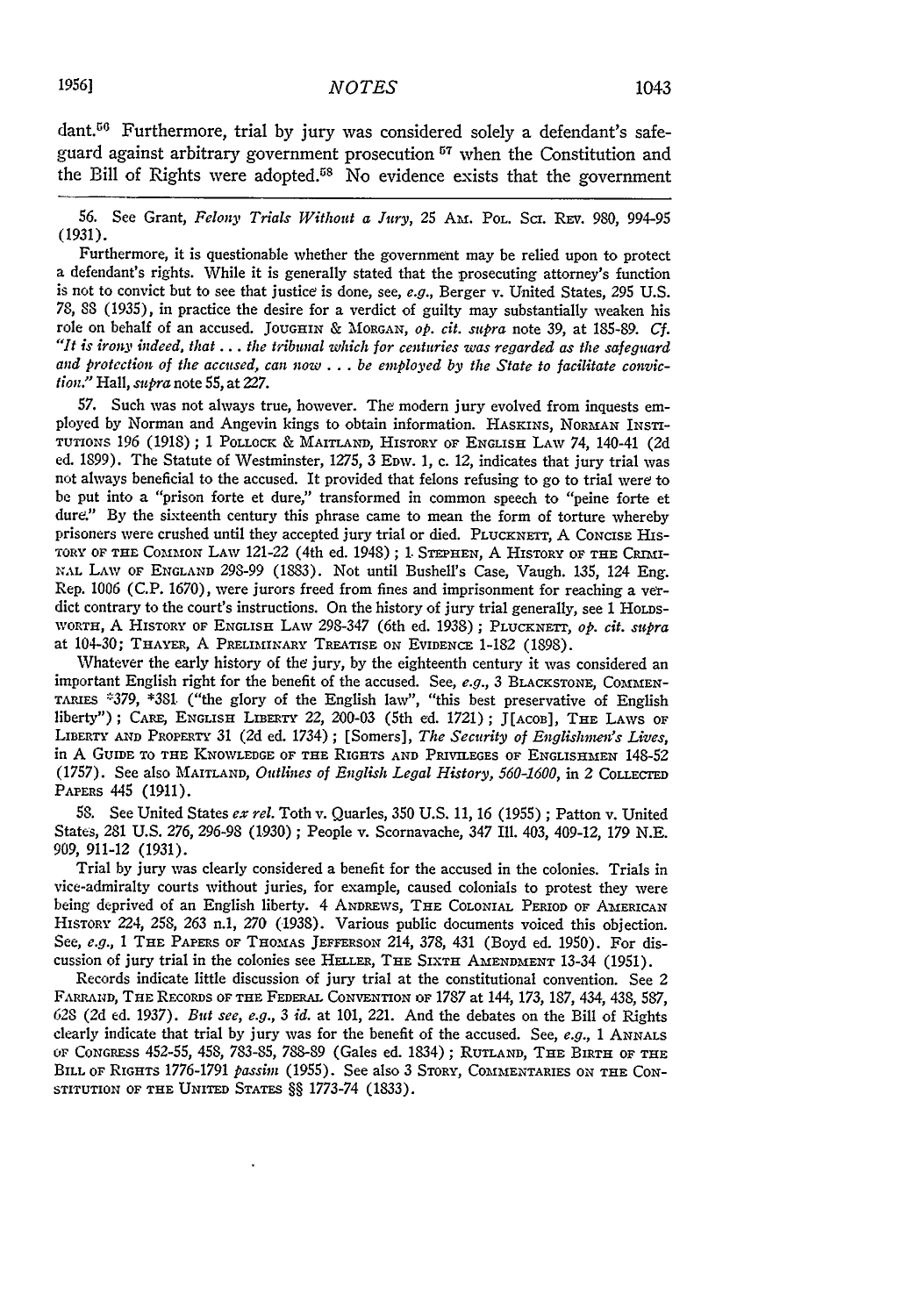dant.[56] Furthermore, trial by jury was considered solely a defendant's safeguard against arbitrary government prosecution [57] when the Constitution and the Bill of Rights were adopted.[58] No evidence exists that the government

56. See Grant, *Felony Trials Without a Jury*, 25 Am. Pol. Sci. Rev. 980, 994-95 (1931).

Furthermore, it is questionable whether the government may be relied upon to protect a defendant's rights. While it is generally stated that the prosecuting attorney's function is not to convict but to see that justice is done, see, *e.g.*, Berger v. United States, 295 U.S. 78, 88 (1935), in practice the desire for a verdict of guilty may substantially weaken his role on behalf of an accused. Joughin & Morgan, *op. cit. supra* note 39, at 185-89. *Cf.* *"It is irony indeed, that . . . the tribunal which for centuries was regarded as the safeguard and protection of the accused, can now . . . be employed by the State to facilitate conviction."* Hall, *supra* note 55, at 227.

57. Such was not always true, however. The modern jury evolved from inquests employed by Norman and Angevin kings to obtain information. Haskins, Norman Institutions 196 (1918); 1 Pollock & Maitland, History of English Law 74, 140-41 (2d ed. 1899). The Statute of Westminster, 1275, 3 Edw. 1, c. 12, indicates that jury trial was not always beneficial to the accused. It provided that felons refusing to go to trial were to be put into a "prison forte et dure," transformed in common speech to "peine forte et dure." By the sixteenth century this phrase came to mean the form of torture whereby prisoners were crushed until they accepted jury trial or died. Plucknett, A Concise History of the Common Law 121-22 (4th ed. 1948); 1 Stephen, A History of the Criminal Law of England 298-99 (1883). Not until Bushell's Case, Vaugh. 135, 124 Eng. Rep. 1006 (C.P. 1670), were jurors freed from fines and imprisonment for reaching a verdict contrary to the court's instructions. On the history of jury trial generally, see 1 Holdsworth, A History of English Law 298-347 (6th ed. 1938); Plucknett, *op. cit. supra* at 104-30; Thayer, A Preliminary Treatise on Evidence 1-182 (1898).

Whatever the early history of the jury, by the eighteenth century it was considered an important English right for the benefit of the accused. See, *e.g.*, 3 Blackstone, Commentaries *379, *381 ("the glory of the English law", "this best preservative of English liberty"); Care, English Liberty 22, 200-03 (5th ed. 1721); J[acob], The Laws of Liberty and Property 31 (2d ed. 1734); [Somers], *The Security of Englishmen's Lives*, in A Guide to the Knowledge of the Rights and Privileges of Englishmen 148-52 (1757). See also Maitland, *Outlines of English Legal History, 560-1600*, in 2 Collected Papers 445 (1911).

58. See United States *ex rel.* Toth v. Quarles, 350 U.S. 11, 16 (1955); Patton v. United States, 281 U.S. 276, 296-98 (1930); People v. Scornavache, 347 Ill. 403, 409-12, 179 N.E. 909, 911-12 (1931).

Trial by jury was clearly considered a benefit for the accused in the colonies. Trials in vice-admiralty courts without juries, for example, caused colonials to protest they were being deprived of an English liberty. 4 Andrews, The Colonial Period of American History 224, 258, 263 n.1, 270 (1938). Various public documents voiced this objection. See, *e.g.*, 1 The Papers of Thomas Jefferson 214, 378, 431 (Boyd ed. 1950). For discussion of jury trial in the colonies see Heller, The Sixth Amendment 13-34 (1951).

Records indicate little discussion of jury trial at the constitutional convention. See 2 Farrand, The Records of the Federal Convention of 1787 at 144, 173, 187, 434, 438, 587, 628 (2d ed. 1937). *But see, e.g., 3 id.* at 101, 221. And the debates on the Bill of Rights clearly indicate that trial by jury was for the benefit of the accused. See, *e.g.*, 1 Annals of Congress 452-55, 458, 783-85, 788-89 (Gales ed. 1834); Rutland, The Birth of the Bill of Rights 1776-1791 *passim* (1955). See also 3 Story, Commentaries on the Constitution of the United States §§ 1773-74 (1833).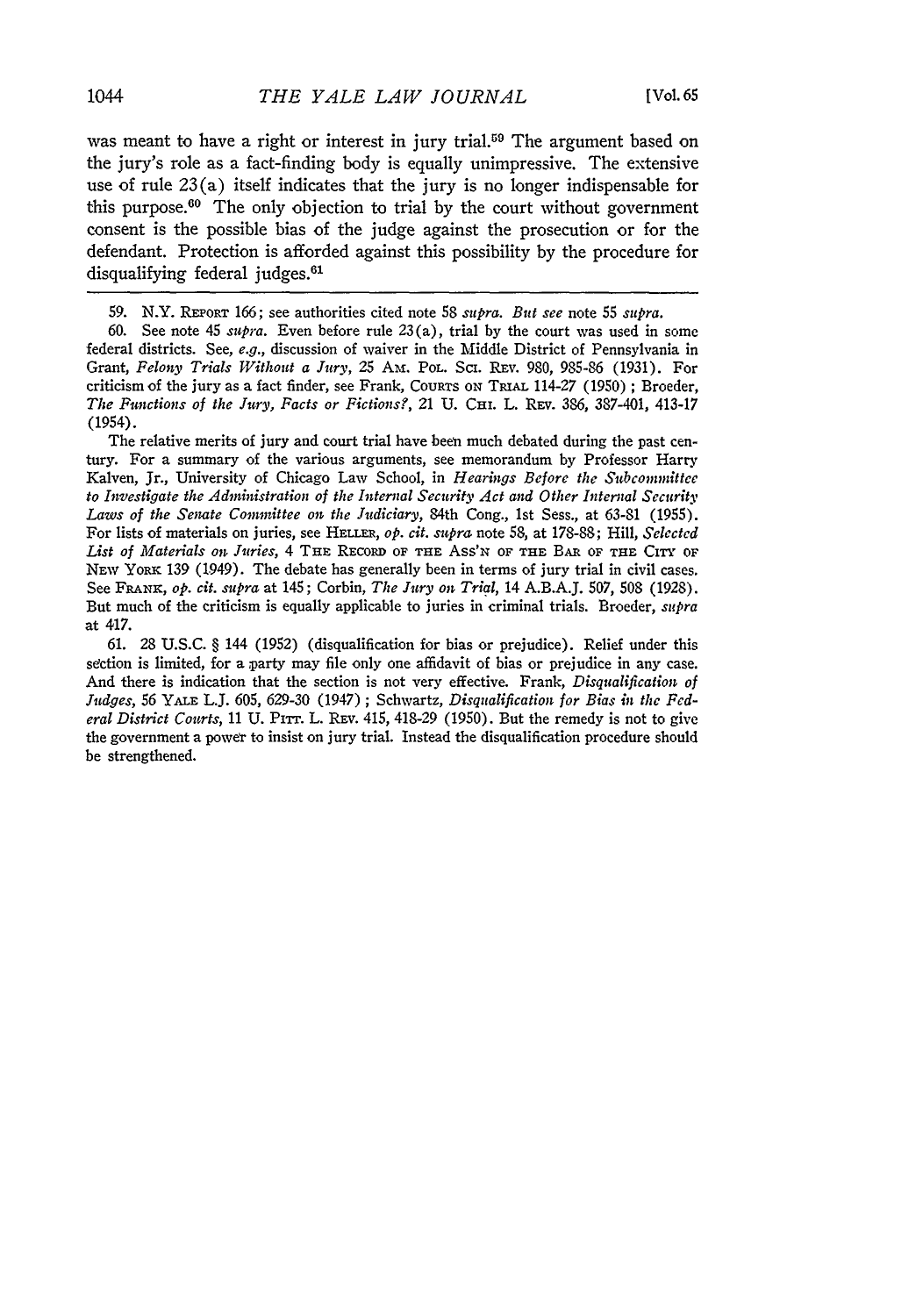was meant to have a right or interest in jury trial.[59] The argument based on the jury's role as a fact-finding body is equally unimpressive. The extensive use of rule 23(a) itself indicates that the jury is no longer indispensable for this purpose.[60] The only objection to trial by the court without government consent is the possible bias of the judge against the prosecution or for the defendant. Protection is afforded against this possibility by the procedure for disqualifying federal judges.[61]

---

59. N.Y. REPORT 166; see authorities cited note 58 *supra*. *But see* note 55 *supra*.

60. See note 45 *supra*. Even before rule 23(a), trial by the court was used in some federal districts. See, *e.g.*, discussion of waiver in the Middle District of Pennsylvania in Grant, *Felony Trials Without a Jury*, 25 AM. POL. SCI. REV. 980, 985-86 (1931). For criticism of the jury as a fact finder, see Frank, COURTS ON TRIAL 114-27 (1950); Broeder, *The Functions of the Jury, Facts or Fictions?*, 21 U. CHI. L. REV. 386, 387-401, 413-17 (1954).

The relative merits of jury and court trial have been much debated during the past century. For a summary of the various arguments, see memorandum by Professor Harry Kalven, Jr., University of Chicago Law School, in *Hearings Before the Subcommittee to Investigate the Administration of the Internal Security Act and Other Internal Security Laws of the Senate Committee on the Judiciary*, 84th Cong., 1st Sess., at 63-81 (1955). For lists of materials on juries, see HELLER, *op. cit. supra* note 58, at 178-88; Hill, *Selected List of Materials on Juries*, 4 THE RECORD OF THE ASS'N OF THE BAR OF THE CITY OF NEW YORK 139 (1949). The debate has generally been in terms of jury trial in civil cases. See FRANK, *op. cit. supra* at 145; Corbin, *The Jury on Trial*, 14 A.B.A.J. 507, 508 (1928). But much of the criticism is equally applicable to juries in criminal trials. Broeder, *supra* at 417.

61. 28 U.S.C. § 144 (1952) (disqualification for bias or prejudice). Relief under this section is limited, for a party may file only one affidavit of bias or prejudice in any case. And there is indication that the section is not very effective. Frank, *Disqualification of Judges*, 56 YALE L.J. 605, 629-30 (1947); Schwartz, *Disqualification for Bias in the Federal District Courts*, 11 U. PITT. L. REV. 415, 418-29 (1950). But the remedy is not to give the government a power to insist on jury trial. Instead the disqualification procedure should be strengthened.